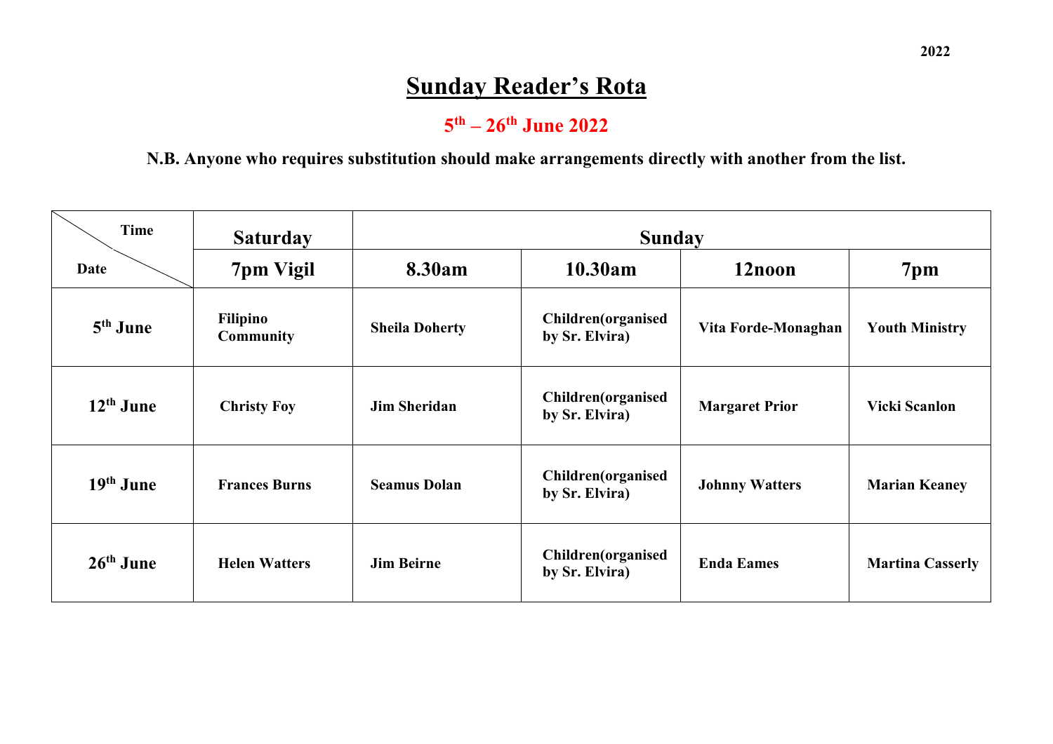# Sunday Reader's Rota

## 5th – 26th June 2022

**N.B. Anyone who requires substitution should make arrangements directly with another from the list.**

| Time / Date | Saturday | Sunday | | | |
|---|---|---|---|---|---|
| | 7pm Vigil | 8.30am | 10.30am | 12noon | 7pm |
| 5th June | Filipino Community | Sheila Doherty | Children(organised by Sr. Elvira) | Vita Forde-Monaghan | Youth Ministry |
| 12th June | Christy Foy | Jim Sheridan | Children(organised by Sr. Elvira) | Margaret Prior | Vicki Scanlon |
| 19th June | Frances Burns | Seamus Dolan | Children(organised by Sr. Elvira) | Johnny Watters | Marian Keaney |
| 26th June | Helen Watters | Jim Beirne | Children(organised by Sr. Elvira) | Enda Eames | Martina Casserly |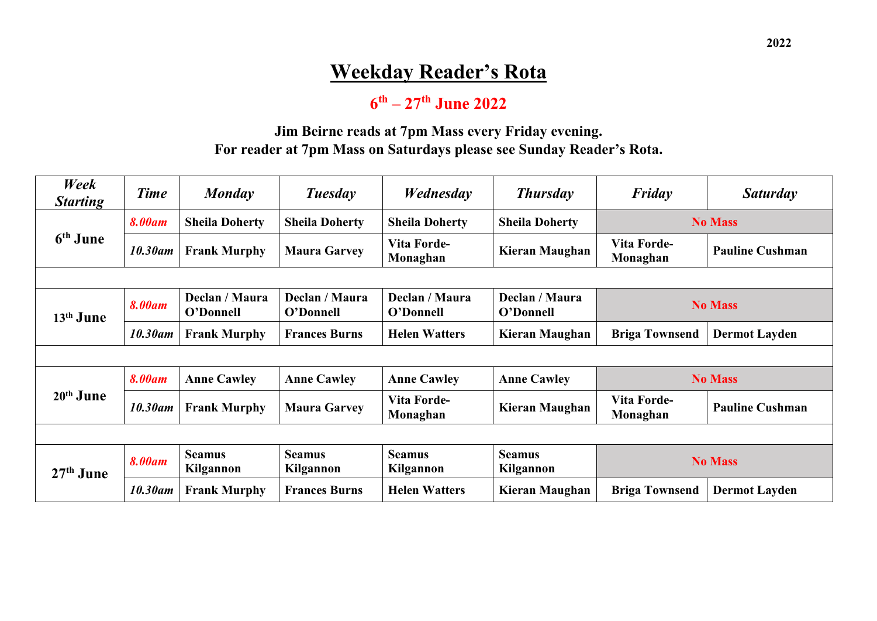# Weekday Reader's Rota

## 6th – 27th June 2022

**Jim Beirne reads at 7pm Mass every Friday evening.**
**For reader at 7pm Mass on Saturdays please see Sunday Reader's Rota.**

| *Week Starting* | *Time* | *Monday* | *Tuesday* | *Wednesday* | *Thursday* | *Friday* | *Saturday* |
|---|---|---|---|---|---|---|---|
| 6th June | *8.00am* | Sheila Doherty | Sheila Doherty | Sheila Doherty | Sheila Doherty | No Mass | |
| | *10.30am* | Frank Murphy | Maura Garvey | Vita Forde-Monaghan | Kieran Maughan | Vita Forde-Monaghan | Pauline Cushman |
| | | | | | | | |
| 13th June | *8.00am* | Declan / Maura O'Donnell | Declan / Maura O'Donnell | Declan / Maura O'Donnell | Declan / Maura O'Donnell | No Mass | |
| | *10.30am* | Frank Murphy | Frances Burns | Helen Watters | Kieran Maughan | Briga Townsend | Dermot Layden |
| | | | | | | | |
| 20th June | *8.00am* | Anne Cawley | Anne Cawley | Anne Cawley | Anne Cawley | No Mass | |
| | *10.30am* | Frank Murphy | Maura Garvey | Vita Forde-Monaghan | Kieran Maughan | Vita Forde-Monaghan | Pauline Cushman |
| | | | | | | | |
| 27th June | *8.00am* | Seamus Kilgannon | Seamus Kilgannon | Seamus Kilgannon | Seamus Kilgannon | No Mass | |
| | *10.30am* | Frank Murphy | Frances Burns | Helen Watters | Kieran Maughan | Briga Townsend | Dermot Layden |